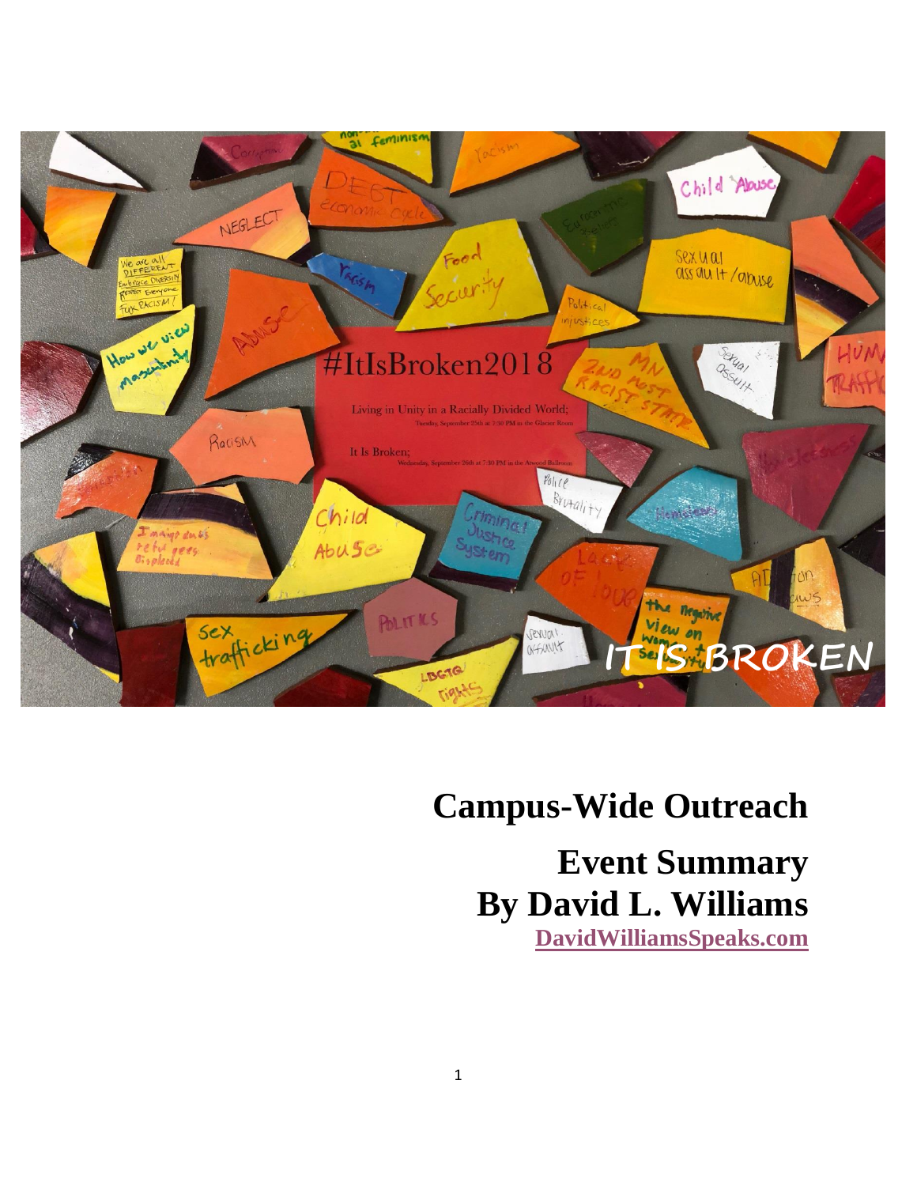# Campus-Wide Outreach

## Event Summary
## By David L. Williams

DavidWilliamsSpeaks.com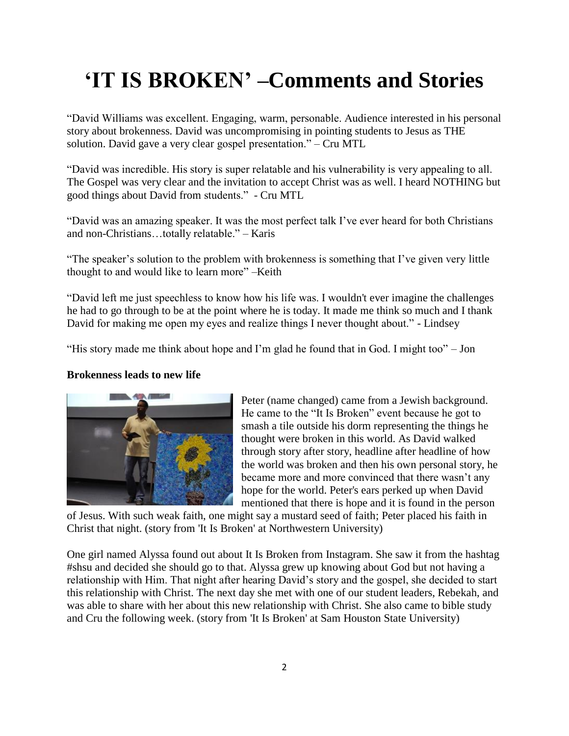# 'IT IS BROKEN' –Comments and Stories

"David Williams was excellent. Engaging, warm, personable. Audience interested in his personal story about brokenness. David was uncompromising in pointing students to Jesus as THE solution. David gave a very clear gospel presentation." – Cru MTL

"David was incredible. His story is super relatable and his vulnerability is very appealing to all. The Gospel was very clear and the invitation to accept Christ was as well. I heard NOTHING but good things about David from students." - Cru MTL

"David was an amazing speaker. It was the most perfect talk I've ever heard for both Christians and non-Christians…totally relatable." – Karis

"The speaker's solution to the problem with brokenness is something that I've given very little thought to and would like to learn more" –Keith

"David left me just speechless to know how his life was. I wouldn't ever imagine the challenges he had to go through to be at the point where he is today. It made me think so much and I thank David for making me open my eyes and realize things I never thought about." - Lindsey

"His story made me think about hope and I'm glad he found that in God. I might too" – Jon

**Brokenness leads to new life**

Peter (name changed) came from a Jewish background. He came to the "It Is Broken" event because he got to smash a tile outside his dorm representing the things he thought were broken in this world. As David walked through story after story, headline after headline of how the world was broken and then his own personal story, he became more and more convinced that there wasn't any hope for the world. Peter's ears perked up when David mentioned that there is hope and it is found in the person of Jesus. With such weak faith, one might say a mustard seed of faith; Peter placed his faith in Christ that night. (story from 'It Is Broken' at Northwestern University)

One girl named Alyssa found out about It Is Broken from Instagram. She saw it from the hashtag #shsu and decided she should go to that. Alyssa grew up knowing about God but not having a relationship with Him. That night after hearing David's story and the gospel, she decided to start this relationship with Christ. The next day she met with one of our student leaders, Rebekah, and was able to share with her about this new relationship with Christ. She also came to bible study and Cru the following week. (story from 'It Is Broken' at Sam Houston State University)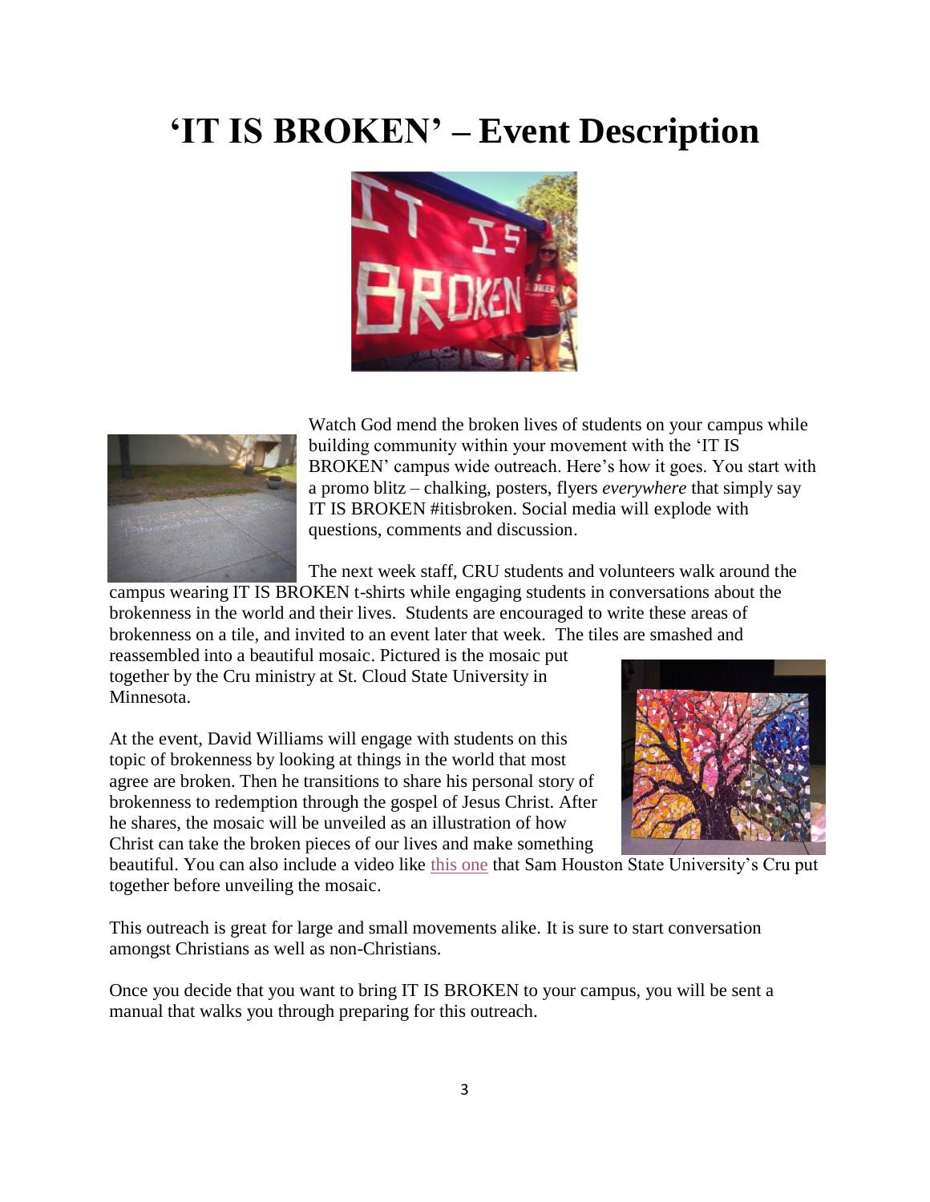# 'IT IS BROKEN' – Event Description

Watch God mend the broken lives of students on your campus while building community within your movement with the 'IT IS BROKEN' campus wide outreach. Here's how it goes. You start with a promo blitz – chalking, posters, flyers *everywhere* that simply say IT IS BROKEN #itisbroken. Social media will explode with questions, comments and discussion.

The next week staff, CRU students and volunteers walk around the campus wearing IT IS BROKEN t-shirts while engaging students in conversations about the brokenness in the world and their lives. Students are encouraged to write these areas of brokenness on a tile, and invited to an event later that week. The tiles are smashed and reassembled into a beautiful mosaic. Pictured is the mosaic put together by the Cru ministry at St. Cloud State University in Minnesota.

At the event, David Williams will engage with students on this topic of brokenness by looking at things in the world that most agree are broken. Then he transitions to share his personal story of brokenness to redemption through the gospel of Jesus Christ. After he shares, the mosaic will be unveiled as an illustration of how Christ can take the broken pieces of our lives and make something beautiful. You can also include a video like this one that Sam Houston State University's Cru put together before unveiling the mosaic.

This outreach is great for large and small movements alike. It is sure to start conversation amongst Christians as well as non-Christians.

Once you decide that you want to bring IT IS BROKEN to your campus, you will be sent a manual that walks you through preparing for this outreach.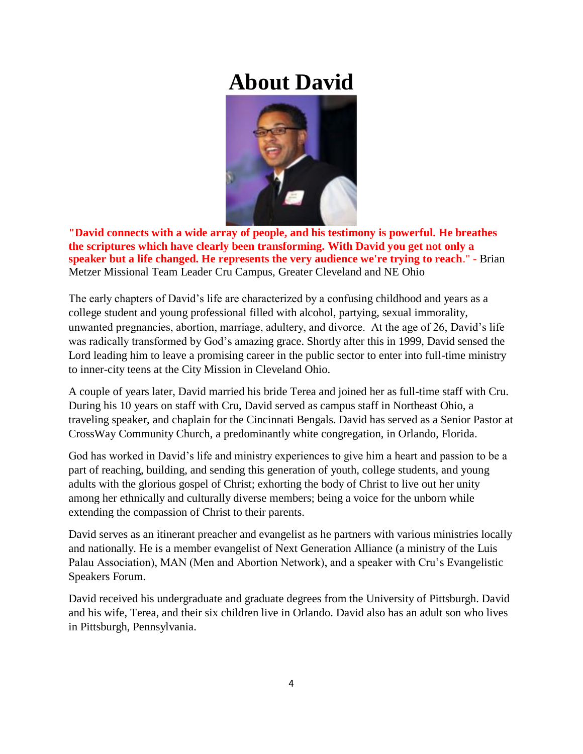# About David

**"David connects with a wide array of people, and his testimony is powerful. He breathes the scriptures which have clearly been transforming. With David you get not only a speaker but a life changed. He represents the very audience we're trying to reach**." **-** Brian Metzer Missional Team Leader Cru Campus, Greater Cleveland and NE Ohio

The early chapters of David's life are characterized by a confusing childhood and years as a college student and young professional filled with alcohol, partying, sexual immorality, unwanted pregnancies, abortion, marriage, adultery, and divorce. At the age of 26, David's life was radically transformed by God's amazing grace. Shortly after this in 1999, David sensed the Lord leading him to leave a promising career in the public sector to enter into full-time ministry to inner-city teens at the City Mission in Cleveland Ohio.

A couple of years later, David married his bride Terea and joined her as full-time staff with Cru. During his 10 years on staff with Cru, David served as campus staff in Northeast Ohio, a traveling speaker, and chaplain for the Cincinnati Bengals. David has served as a Senior Pastor at CrossWay Community Church, a predominantly white congregation, in Orlando, Florida.

God has worked in David's life and ministry experiences to give him a heart and passion to be a part of reaching, building, and sending this generation of youth, college students, and young adults with the glorious gospel of Christ; exhorting the body of Christ to live out her unity among her ethnically and culturally diverse members; being a voice for the unborn while extending the compassion of Christ to their parents.

David serves as an itinerant preacher and evangelist as he partners with various ministries locally and nationally. He is a member evangelist of Next Generation Alliance (a ministry of the Luis Palau Association), MAN (Men and Abortion Network), and a speaker with Cru's Evangelistic Speakers Forum.

David received his undergraduate and graduate degrees from the University of Pittsburgh. David and his wife, Terea, and their six children live in Orlando. David also has an adult son who lives in Pittsburgh, Pennsylvania.